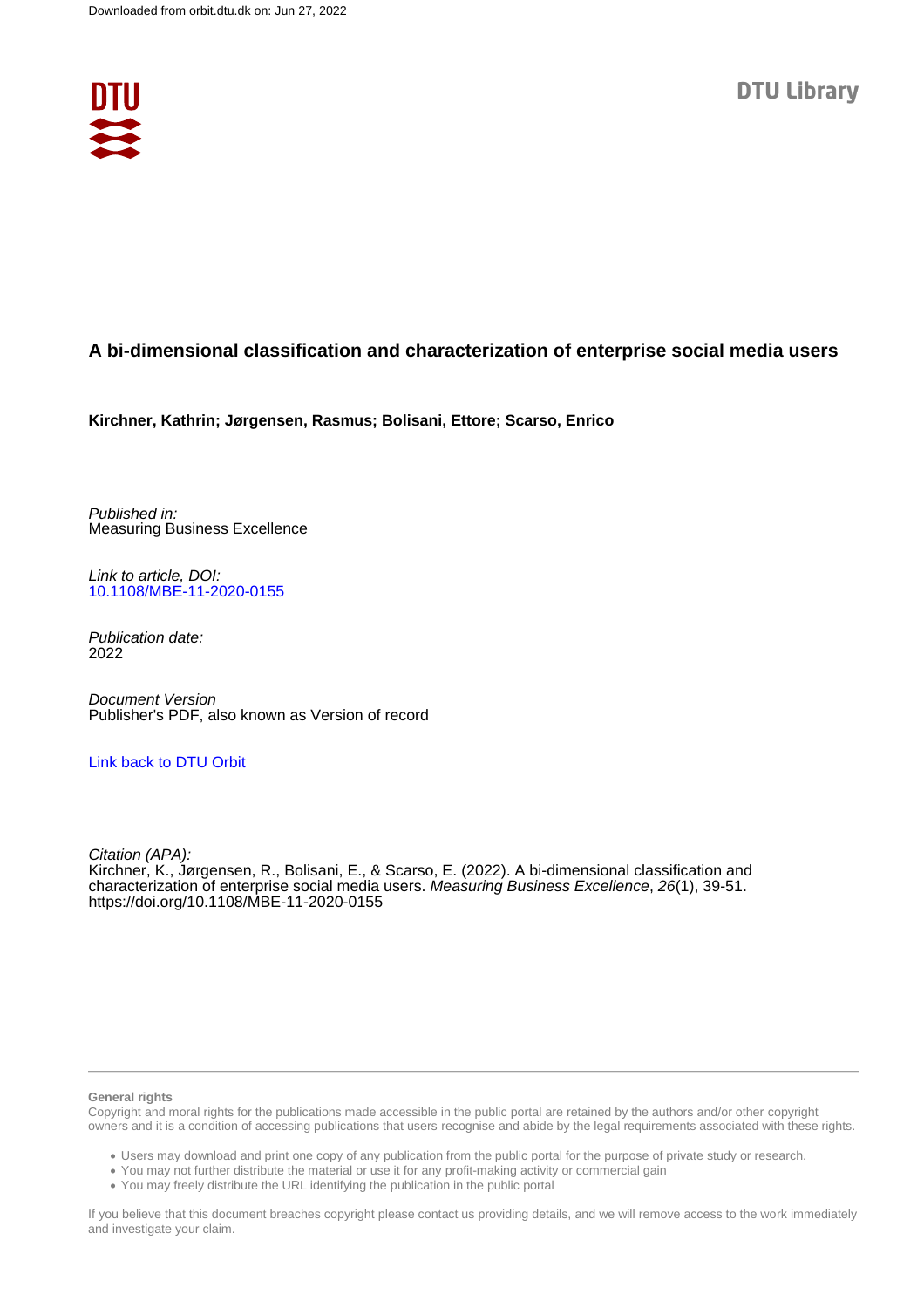Downloaded from orbit.dtu.dk on: Jun 27, 2022

DTU Library

# A bi-dimensional classification and characterization of enterprise social media users

**Kirchner, Kathrin; Jørgensen, Rasmus; Bolisani, Ettore; Scarso, Enrico**

*Published in:*
Measuring Business Excellence

*Link to article, DOI:*
10.1108/MBE-11-2020-0155

*Publication date:*
2022

*Document Version*
Publisher's PDF, also known as Version of record

Link back to DTU Orbit

*Citation (APA):*
Kirchner, K., Jørgensen, R., Bolisani, E., & Scarso, E. (2022). A bi-dimensional classification and characterization of enterprise social media users. *Measuring Business Excellence*, *26*(1), 39-51. https://doi.org/10.1108/MBE-11-2020-0155

**General rights**

Copyright and moral rights for the publications made accessible in the public portal are retained by the authors and/or other copyright owners and it is a condition of accessing publications that users recognise and abide by the legal requirements associated with these rights.

- Users may download and print one copy of any publication from the public portal for the purpose of private study or research.
- You may not further distribute the material or use it for any profit-making activity or commercial gain
- You may freely distribute the URL identifying the publication in the public portal

If you believe that this document breaches copyright please contact us providing details, and we will remove access to the work immediately and investigate your claim.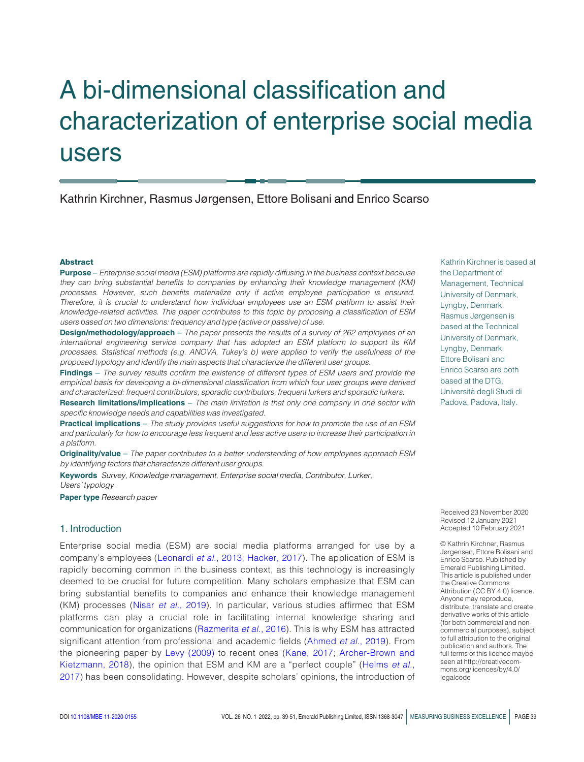# A bi-dimensional classification and characterization of enterprise social media users

Kathrin Kirchner, Rasmus Jørgensen, Ettore Bolisani and Enrico Scarso

## Abstract

**Purpose** – *Enterprise social media (ESM) platforms are rapidly diffusing in the business context because they can bring substantial benefits to companies by enhancing their knowledge management (KM) processes. However, such benefits materialize only if active employee participation is ensured. Therefore, it is crucial to understand how individual employees use an ESM platform to assist their knowledge-related activities. This paper contributes to this topic by proposing a classification of ESM users based on two dimensions: frequency and type (active or passive) of use.*

**Design/methodology/approach** – *The paper presents the results of a survey of 262 employees of an international engineering service company that has adopted an ESM platform to support its KM processes. Statistical methods (e.g. ANOVA, Tukey's b) were applied to verify the usefulness of the proposed typology and identify the main aspects that characterize the different user groups.*

**Findings** – *The survey results confirm the existence of different types of ESM users and provide the empirical basis for developing a bi-dimensional classification from which four user groups were derived and characterized: frequent contributors, sporadic contributors, frequent lurkers and sporadic lurkers.*

**Research limitations/implications** – *The main limitation is that only one company in one sector with specific knowledge needs and capabilities was investigated.*

**Practical implications** – *The study provides useful suggestions for how to promote the use of an ESM and particularly for how to encourage less frequent and less active users to increase their participation in a platform.*

**Originality/value** – *The paper contributes to a better understanding of how employees approach ESM by identifying factors that characterize different user groups.*

**Keywords** *Survey, Knowledge management, Enterprise social media, Contributor, Lurker, Users' typology*

**Paper type** *Research paper*

Kathrin Kirchner is based at the Department of Management, Technical University of Denmark, Lyngby, Denmark. Rasmus Jørgensen is based at the Technical University of Denmark, Lyngby, Denmark. Ettore Bolisani and Enrico Scarso are both based at the DTG, Università degli Studi di Padova, Padova, Italy.

Received 23 November 2020
Revised 12 January 2021
Accepted 10 February 2021

© Kathrin Kirchner, Rasmus Jørgensen, Ettore Bolisani and Enrico Scarso. Published by Emerald Publishing Limited. This article is published under the Creative Commons Attribution (CC BY 4.0) licence. Anyone may reproduce, distribute, translate and create derivative works of this article (for both commercial and non-commercial purposes), subject to full attribution to the original publication and authors. The full terms of this licence maybe seen at http://creativecommons.org/licences/by/4.0/legalcode

## 1. Introduction

Enterprise social media (ESM) are social media platforms arranged for use by a company's employees (Leonardi *et al.*, 2013; Hacker, 2017). The application of ESM is rapidly becoming common in the business context, as this technology is increasingly deemed to be crucial for future competition. Many scholars emphasize that ESM can bring substantial benefits to companies and enhance their knowledge management (KM) processes (Nisar *et al.*, 2019). In particular, various studies affirmed that ESM platforms can play a crucial role in facilitating internal knowledge sharing and communication for organizations (Razmerita *et al.*, 2016). This is why ESM has attracted significant attention from professional and academic fields (Ahmed *et al.*, 2019). From the pioneering paper by Levy (2009) to recent ones (Kane, 2017; Archer-Brown and Kietzmann, 2018), the opinion that ESM and KM are a "perfect couple" (Helms *et al.*, 2017) has been consolidating. However, despite scholars' opinions, the introduction of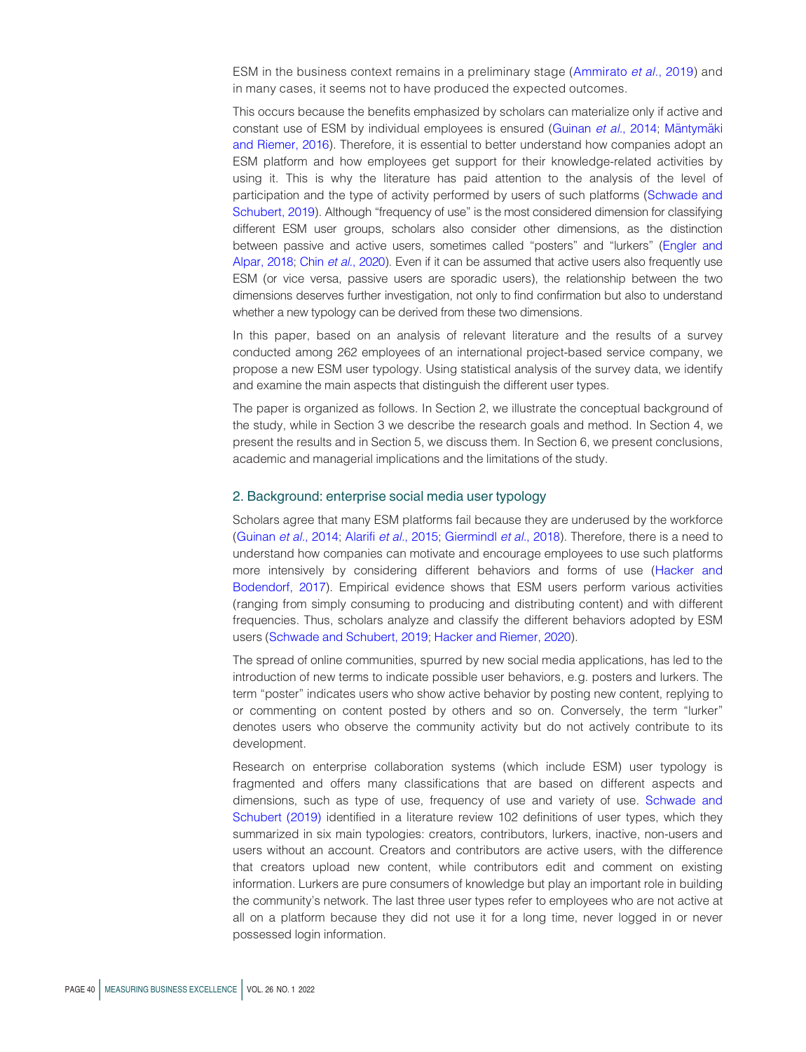ESM in the business context remains in a preliminary stage (Ammirato *et al.*, 2019) and in many cases, it seems not to have produced the expected outcomes.

This occurs because the benefits emphasized by scholars can materialize only if active and constant use of ESM by individual employees is ensured (Guinan *et al.*, 2014; Mäntymäki and Riemer, 2016). Therefore, it is essential to better understand how companies adopt an ESM platform and how employees get support for their knowledge-related activities by using it. This is why the literature has paid attention to the analysis of the level of participation and the type of activity performed by users of such platforms (Schwade and Schubert, 2019). Although "frequency of use" is the most considered dimension for classifying different ESM user groups, scholars also consider other dimensions, as the distinction between passive and active users, sometimes called "posters" and "lurkers" (Engler and Alpar, 2018; Chin *et al.*, 2020). Even if it can be assumed that active users also frequently use ESM (or vice versa, passive users are sporadic users), the relationship between the two dimensions deserves further investigation, not only to find confirmation but also to understand whether a new typology can be derived from these two dimensions.

In this paper, based on an analysis of relevant literature and the results of a survey conducted among 262 employees of an international project-based service company, we propose a new ESM user typology. Using statistical analysis of the survey data, we identify and examine the main aspects that distinguish the different user types.

The paper is organized as follows. In Section 2, we illustrate the conceptual background of the study, while in Section 3 we describe the research goals and method. In Section 4, we present the results and in Section 5, we discuss them. In Section 6, we present conclusions, academic and managerial implications and the limitations of the study.

## 2. Background: enterprise social media user typology

Scholars agree that many ESM platforms fail because they are underused by the workforce (Guinan *et al.*, 2014; Alarifi *et al.*, 2015; Giermindl *et al.*, 2018). Therefore, there is a need to understand how companies can motivate and encourage employees to use such platforms more intensively by considering different behaviors and forms of use (Hacker and Bodendorf, 2017). Empirical evidence shows that ESM users perform various activities (ranging from simply consuming to producing and distributing content) and with different frequencies. Thus, scholars analyze and classify the different behaviors adopted by ESM users (Schwade and Schubert, 2019; Hacker and Riemer, 2020).

The spread of online communities, spurred by new social media applications, has led to the introduction of new terms to indicate possible user behaviors, e.g. posters and lurkers. The term "poster" indicates users who show active behavior by posting new content, replying to or commenting on content posted by others and so on. Conversely, the term "lurker" denotes users who observe the community activity but do not actively contribute to its development.

Research on enterprise collaboration systems (which include ESM) user typology is fragmented and offers many classifications that are based on different aspects and dimensions, such as type of use, frequency of use and variety of use. Schwade and Schubert (2019) identified in a literature review 102 definitions of user types, which they summarized in six main typologies: creators, contributors, lurkers, inactive, non-users and users without an account. Creators and contributors are active users, with the difference that creators upload new content, while contributors edit and comment on existing information. Lurkers are pure consumers of knowledge but play an important role in building the community's network. The last three user types refer to employees who are not active at all on a platform because they did not use it for a long time, never logged in or never possessed login information.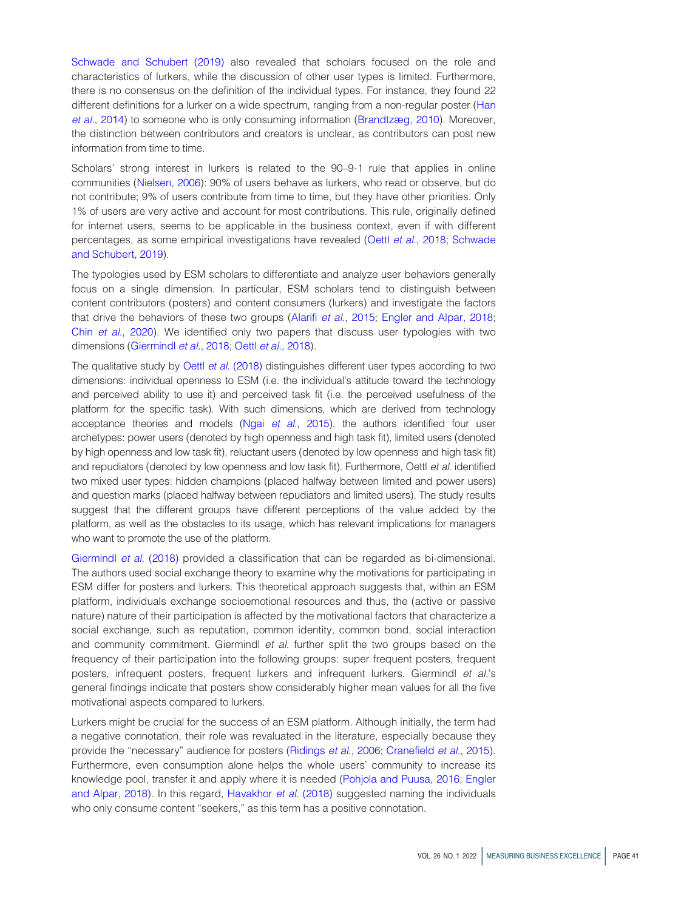Schwade and Schubert (2019) also revealed that scholars focused on the role and characteristics of lurkers, while the discussion of other user types is limited. Furthermore, there is no consensus on the definition of the individual types. For instance, they found 22 different definitions for a lurker on a wide spectrum, ranging from a non-regular poster (Han *et al.*, 2014) to someone who is only consuming information (Brandtzæg, 2010). Moreover, the distinction between contributors and creators is unclear, as contributors can post new information from time to time.

Scholars' strong interest in lurkers is related to the 90–9-1 rule that applies in online communities (Nielsen, 2006): 90% of users behave as lurkers, who read or observe, but do not contribute; 9% of users contribute from time to time, but they have other priorities. Only 1% of users are very active and account for most contributions. This rule, originally defined for internet users, seems to be applicable in the business context, even if with different percentages, as some empirical investigations have revealed (Oettl *et al.*, 2018; Schwade and Schubert, 2019).

The typologies used by ESM scholars to differentiate and analyze user behaviors generally focus on a single dimension. In particular, ESM scholars tend to distinguish between content contributors (posters) and content consumers (lurkers) and investigate the factors that drive the behaviors of these two groups (Alarifi *et al.*, 2015; Engler and Alpar, 2018; Chin *et al.*, 2020). We identified only two papers that discuss user typologies with two dimensions (Giermindl *et al.*, 2018; Oettl *et al.*, 2018).

The qualitative study by Oettl *et al.* (2018) distinguishes different user types according to two dimensions: individual openness to ESM (i.e. the individual's attitude toward the technology and perceived ability to use it) and perceived task fit (i.e. the perceived usefulness of the platform for the specific task). With such dimensions, which are derived from technology acceptance theories and models (Ngai *et al.*, 2015), the authors identified four user archetypes: power users (denoted by high openness and high task fit), limited users (denoted by high openness and low task fit), reluctant users (denoted by low openness and high task fit) and repudiators (denoted by low openness and low task fit). Furthermore, Oettl *et al.* identified two mixed user types: hidden champions (placed halfway between limited and power users) and question marks (placed halfway between repudiators and limited users). The study results suggest that the different groups have different perceptions of the value added by the platform, as well as the obstacles to its usage, which has relevant implications for managers who want to promote the use of the platform.

Giermindl *et al.* (2018) provided a classification that can be regarded as bi-dimensional. The authors used social exchange theory to examine why the motivations for participating in ESM differ for posters and lurkers. This theoretical approach suggests that, within an ESM platform, individuals exchange socioemotional resources and thus, the (active or passive nature) nature of their participation is affected by the motivational factors that characterize a social exchange, such as reputation, common identity, common bond, social interaction and community commitment. Giermindl *et al.* further split the two groups based on the frequency of their participation into the following groups: super frequent posters, frequent posters, infrequent posters, frequent lurkers and infrequent lurkers. Giermindl *et al.*'s general findings indicate that posters show considerably higher mean values for all the five motivational aspects compared to lurkers.

Lurkers might be crucial for the success of an ESM platform. Although initially, the term had a negative connotation, their role was revaluated in the literature, especially because they provide the "necessary" audience for posters (Ridings *et al.*, 2006; Cranefield *et al.*, 2015). Furthermore, even consumption alone helps the whole users' community to increase its knowledge pool, transfer it and apply where it is needed (Pohjola and Puusa, 2016; Engler and Alpar, 2018). In this regard, Havakhor *et al.* (2018) suggested naming the individuals who only consume content "seekers," as this term has a positive connotation.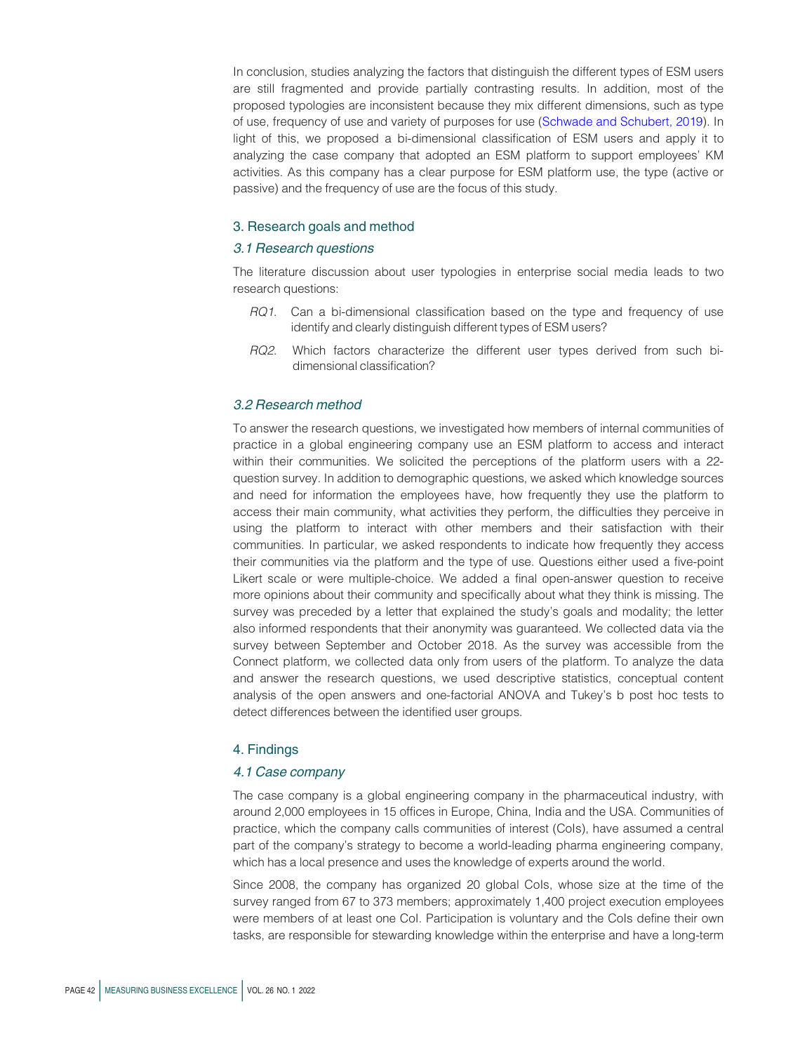In conclusion, studies analyzing the factors that distinguish the different types of ESM users are still fragmented and provide partially contrasting results. In addition, most of the proposed typologies are inconsistent because they mix different dimensions, such as type of use, frequency of use and variety of purposes for use (Schwade and Schubert, 2019). In light of this, we proposed a bi-dimensional classification of ESM users and apply it to analyzing the case company that adopted an ESM platform to support employees' KM activities. As this company has a clear purpose for ESM platform use, the type (active or passive) and the frequency of use are the focus of this study.

## 3. Research goals and method

### *3.1 Research questions*

The literature discussion about user typologies in enterprise social media leads to two research questions:

- *RQ1*. Can a bi-dimensional classification based on the type and frequency of use identify and clearly distinguish different types of ESM users?
- *RQ2*. Which factors characterize the different user types derived from such bi-dimensional classification?

### *3.2 Research method*

To answer the research questions, we investigated how members of internal communities of practice in a global engineering company use an ESM platform to access and interact within their communities. We solicited the perceptions of the platform users with a 22-question survey. In addition to demographic questions, we asked which knowledge sources and need for information the employees have, how frequently they use the platform to access their main community, what activities they perform, the difficulties they perceive in using the platform to interact with other members and their satisfaction with their communities. In particular, we asked respondents to indicate how frequently they access their communities via the platform and the type of use. Questions either used a five-point Likert scale or were multiple-choice. We added a final open-answer question to receive more opinions about their community and specifically about what they think is missing. The survey was preceded by a letter that explained the study's goals and modality; the letter also informed respondents that their anonymity was guaranteed. We collected data via the survey between September and October 2018. As the survey was accessible from the Connect platform, we collected data only from users of the platform. To analyze the data and answer the research questions, we used descriptive statistics, conceptual content analysis of the open answers and one-factorial ANOVA and Tukey's b post hoc tests to detect differences between the identified user groups.

## 4. Findings

### *4.1 Case company*

The case company is a global engineering company in the pharmaceutical industry, with around 2,000 employees in 15 offices in Europe, China, India and the USA. Communities of practice, which the company calls communities of interest (CoIs), have assumed a central part of the company's strategy to become a world-leading pharma engineering company, which has a local presence and uses the knowledge of experts around the world.

Since 2008, the company has organized 20 global CoIs, whose size at the time of the survey ranged from 67 to 373 members; approximately 1,400 project execution employees were members of at least one CoI. Participation is voluntary and the CoIs define their own tasks, are responsible for stewarding knowledge within the enterprise and have a long-term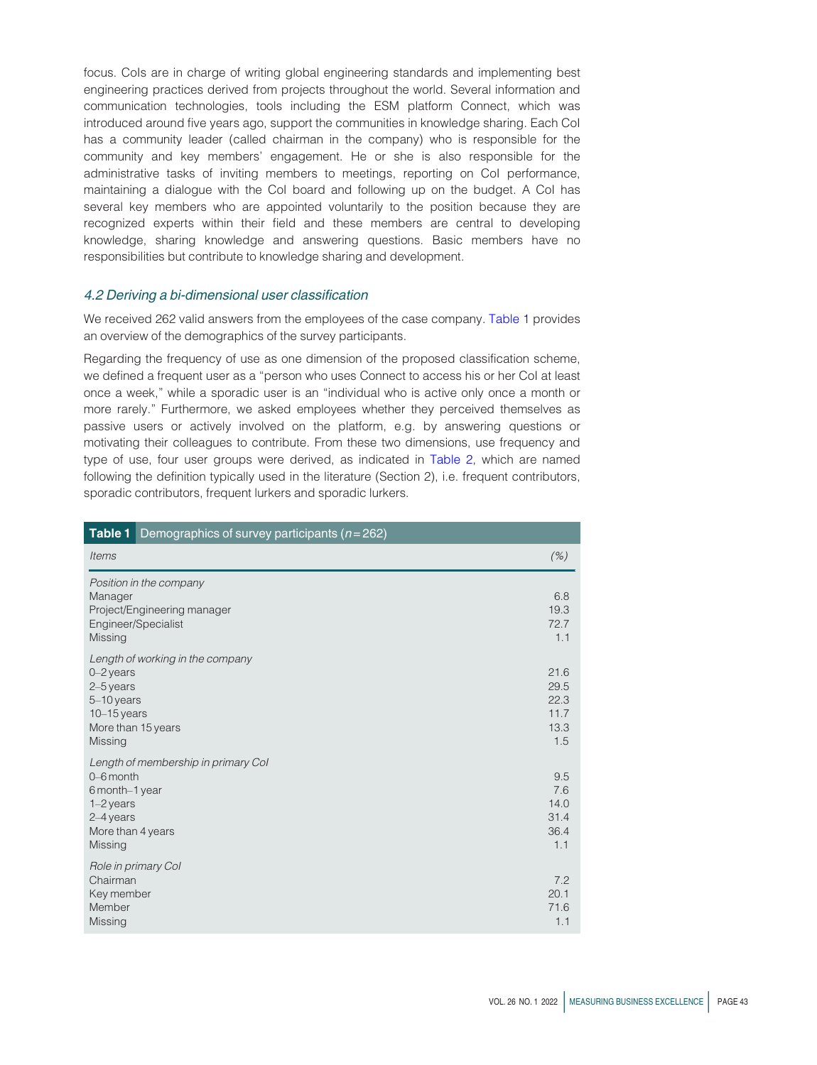focus. CoIs are in charge of writing global engineering standards and implementing best engineering practices derived from projects throughout the world. Several information and communication technologies, tools including the ESM platform Connect, which was introduced around five years ago, support the communities in knowledge sharing. Each CoI has a community leader (called chairman in the company) who is responsible for the community and key members' engagement. He or she is also responsible for the administrative tasks of inviting members to meetings, reporting on CoI performance, maintaining a dialogue with the CoI board and following up on the budget. A CoI has several key members who are appointed voluntarily to the position because they are recognized experts within their field and these members are central to developing knowledge, sharing knowledge and answering questions. Basic members have no responsibilities but contribute to knowledge sharing and development.

### *4.2 Deriving a bi-dimensional user classification*

We received 262 valid answers from the employees of the case company. Table 1 provides an overview of the demographics of the survey participants.

Regarding the frequency of use as one dimension of the proposed classification scheme, we defined a frequent user as a "person who uses Connect to access his or her CoI at least once a week," while a sporadic user is an "individual who is active only once a month or more rarely." Furthermore, we asked employees whether they perceived themselves as passive users or actively involved on the platform, e.g. by answering questions or motivating their colleagues to contribute. From these two dimensions, use frequency and type of use, four user groups were derived, as indicated in Table 2, which are named following the definition typically used in the literature (Section 2), i.e. frequent contributors, sporadic contributors, frequent lurkers and sporadic lurkers.

**Table 1** Demographics of survey participants ($n = 262$)

| *Items* | *(%)* |
|---|---|
| *Position in the company* | |
| Manager | 6.8 |
| Project/Engineering manager | 19.3 |
| Engineer/Specialist | 72.7 |
| Missing | 1.1 |
| *Length of working in the company* | |
| 0–2 years | 21.6 |
| 2–5 years | 29.5 |
| 5–10 years | 22.3 |
| 10–15 years | 11.7 |
| More than 15 years | 13.3 |
| Missing | 1.5 |
| *Length of membership in primary CoI* | |
| 0–6 month | 9.5 |
| 6 month–1 year | 7.6 |
| 1–2 years | 14.0 |
| 2–4 years | 31.4 |
| More than 4 years | 36.4 |
| Missing | 1.1 |
| *Role in primary CoI* | |
| Chairman | 7.2 |
| Key member | 20.1 |
| Member | 71.6 |
| Missing | 1.1 |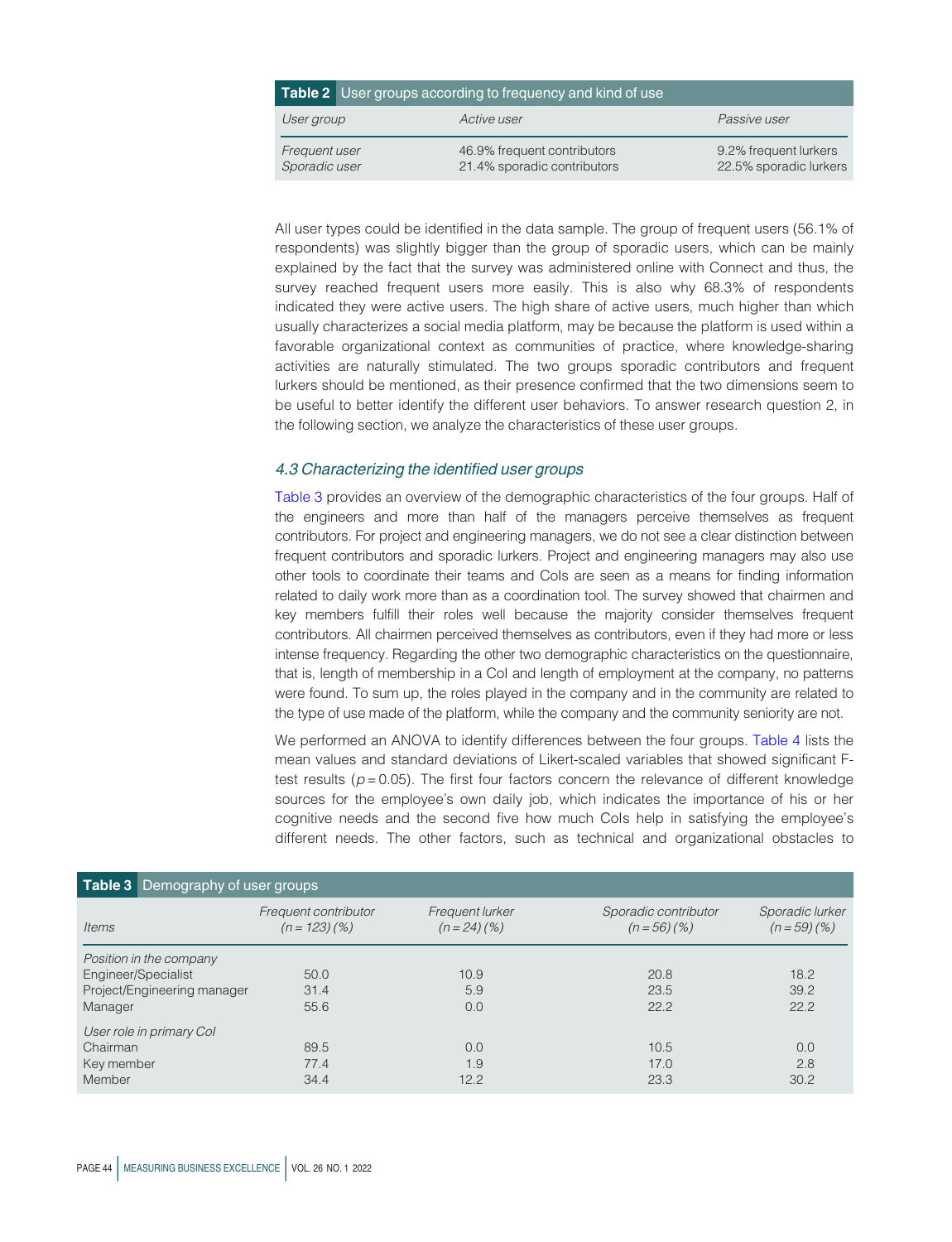**Table 2** User groups according to frequency and kind of use

| *User group* | *Active user* | *Passive user* |
|---|---|---|
| *Frequent user* | 46.9% frequent contributors | 9.2% frequent lurkers |
| *Sporadic user* | 21.4% sporadic contributors | 22.5% sporadic lurkers |

All user types could be identified in the data sample. The group of frequent users (56.1% of respondents) was slightly bigger than the group of sporadic users, which can be mainly explained by the fact that the survey was administered online with Connect and thus, the survey reached frequent users more easily. This is also why 68.3% of respondents indicated they were active users. The high share of active users, much higher than which usually characterizes a social media platform, may be because the platform is used within a favorable organizational context as communities of practice, where knowledge-sharing activities are naturally stimulated. The two groups sporadic contributors and frequent lurkers should be mentioned, as their presence confirmed that the two dimensions seem to be useful to better identify the different user behaviors. To answer research question 2, in the following section, we analyze the characteristics of these user groups.

### *4.3 Characterizing the identified user groups*

Table 3 provides an overview of the demographic characteristics of the four groups. Half of the engineers and more than half of the managers perceive themselves as frequent contributors. For project and engineering managers, we do not see a clear distinction between frequent contributors and sporadic lurkers. Project and engineering managers may also use other tools to coordinate their teams and CoIs are seen as a means for finding information related to daily work more than as a coordination tool. The survey showed that chairmen and key members fulfill their roles well because the majority consider themselves frequent contributors. All chairmen perceived themselves as contributors, even if they had more or less intense frequency. Regarding the other two demographic characteristics on the questionnaire, that is, length of membership in a CoI and length of employment at the company, no patterns were found. To sum up, the roles played in the company and in the community are related to the type of use made of the platform, while the company and the community seniority are not.

We performed an ANOVA to identify differences between the four groups. Table 4 lists the mean values and standard deviations of Likert-scaled variables that showed significant F-test results ($p = 0.05$). The first four factors concern the relevance of different knowledge sources for the employee's own daily job, which indicates the importance of his or her cognitive needs and the second five how much CoIs help in satisfying the employee's different needs. The other factors, such as technical and organizational obstacles to

**Table 3** Demography of user groups

| *Items* | *Frequent contributor (n = 123) (%)* | *Frequent lurker (n = 24) (%)* | *Sporadic contributor (n = 56) (%)* | *Sporadic lurker (n = 59) (%)* |
|---|---|---|---|---|
| *Position in the company* | | | | |
| Engineer/Specialist | 50.0 | 10.9 | 20.8 | 18.2 |
| Project/Engineering manager | 31.4 | 5.9 | 23.5 | 39.2 |
| Manager | 55.6 | 0.0 | 22.2 | 22.2 |
| *User role in primary CoI* | | | | |
| Chairman | 89.5 | 0.0 | 10.5 | 0.0 |
| Key member | 77.4 | 1.9 | 17.0 | 2.8 |
| Member | 34.4 | 12.2 | 23.3 | 30.2 |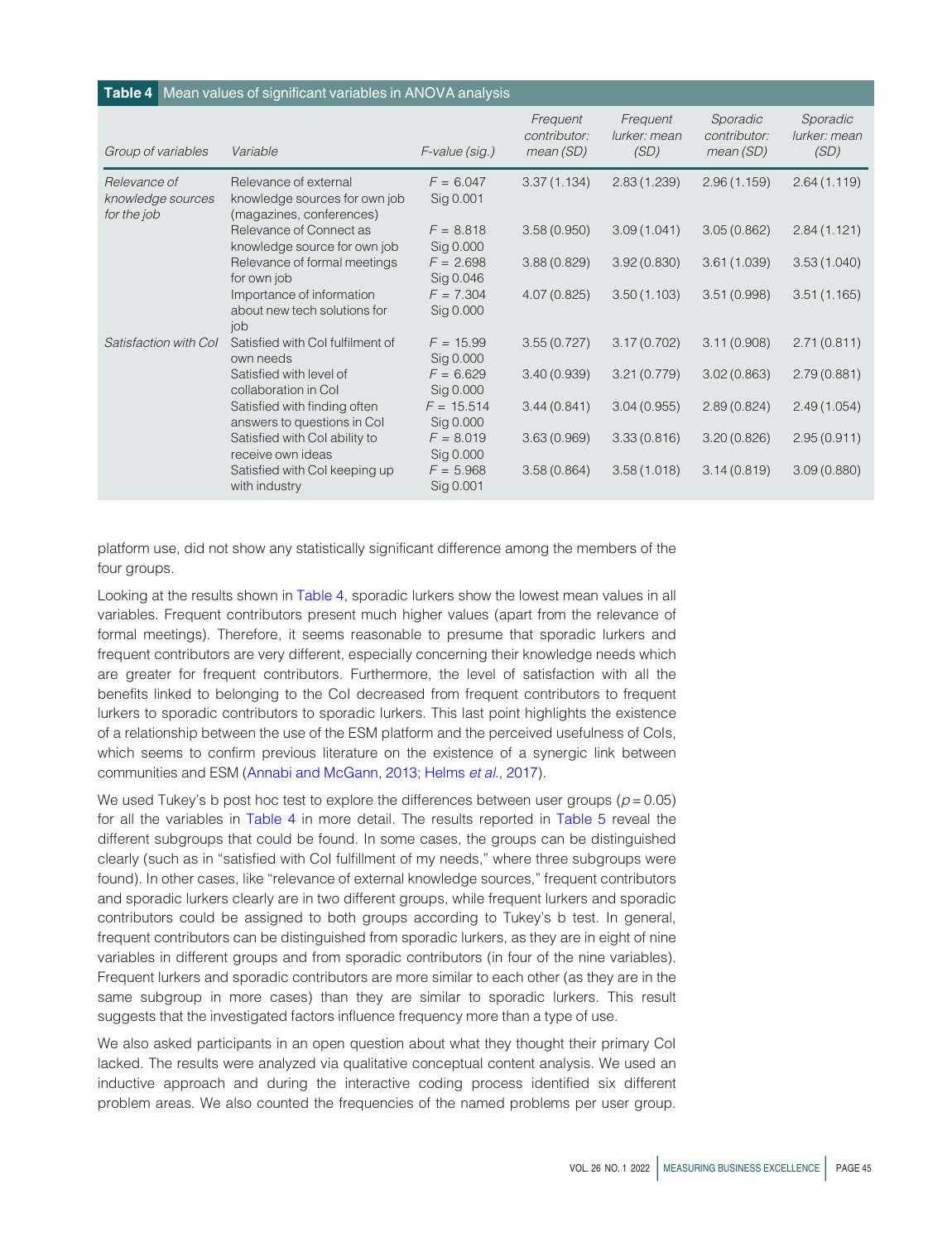**Table 4** Mean values of significant variables in ANOVA analysis

| Group of variables | Variable | F-value (sig.) | Frequent contributor: mean (SD) | Frequent lurker: mean (SD) | Sporadic contributor: mean (SD) | Sporadic lurker: mean (SD) |
|---|---|---|---|---|---|---|
| Relevance of knowledge sources for the job | Relevance of external knowledge sources for own job (magazines, conferences) | $F = 6.047$ Sig 0.001 | 3.37 (1.134) | 2.83 (1.239) | 2.96 (1.159) | 2.64 (1.119) |
| | Relevance of Connect as knowledge source for own job | $F = 8.818$ Sig 0.000 | 3.58 (0.950) | 3.09 (1.041) | 3.05 (0.862) | 2.84 (1.121) |
| | Relevance of formal meetings for own job | $F = 2.698$ Sig 0.046 | 3.88 (0.829) | 3.92 (0.830) | 3.61 (1.039) | 3.53 (1.040) |
| | Importance of information about new tech solutions for job | $F = 7.304$ Sig 0.000 | 4.07 (0.825) | 3.50 (1.103) | 3.51 (0.998) | 3.51 (1.165) |
| Satisfaction with CoI | Satisfied with CoI fulfilment of own needs | $F = 15.99$ Sig 0.000 | 3.55 (0.727) | 3.17 (0.702) | 3.11 (0.908) | 2.71 (0.811) |
| | Satisfied with level of collaboration in CoI | $F = 6.629$ Sig 0.000 | 3.40 (0.939) | 3.21 (0.779) | 3.02 (0.863) | 2.79 (0.881) |
| | Satisfied with finding often answers to questions in CoI | $F = 15.514$ Sig 0.000 | 3.44 (0.841) | 3.04 (0.955) | 2.89 (0.824) | 2.49 (1.054) |
| | Satisfied with CoI ability to receive own ideas | $F = 8.019$ Sig 0.000 | 3.63 (0.969) | 3.33 (0.816) | 3.20 (0.826) | 2.95 (0.911) |
| | Satisfied with CoI keeping up with industry | $F = 5.968$ Sig 0.001 | 3.58 (0.864) | 3.58 (1.018) | 3.14 (0.819) | 3.09 (0.880) |

platform use, did not show any statistically significant difference among the members of the four groups.

Looking at the results shown in Table 4, sporadic lurkers show the lowest mean values in all variables. Frequent contributors present much higher values (apart from the relevance of formal meetings). Therefore, it seems reasonable to presume that sporadic lurkers and frequent contributors are very different, especially concerning their knowledge needs which are greater for frequent contributors. Furthermore, the level of satisfaction with all the benefits linked to belonging to the CoI decreased from frequent contributors to frequent lurkers to sporadic contributors to sporadic lurkers. This last point highlights the existence of a relationship between the use of the ESM platform and the perceived usefulness of CoIs, which seems to confirm previous literature on the existence of a synergic link between communities and ESM (Annabi and McGann, 2013; Helms *et al.*, 2017).

We used Tukey's b post hoc test to explore the differences between user groups ($p = 0.05$) for all the variables in Table 4 in more detail. The results reported in Table 5 reveal the different subgroups that could be found. In some cases, the groups can be distinguished clearly (such as in "satisfied with CoI fulfillment of my needs," where three subgroups were found). In other cases, like "relevance of external knowledge sources," frequent contributors and sporadic lurkers clearly are in two different groups, while frequent lurkers and sporadic contributors could be assigned to both groups according to Tukey's b test. In general, frequent contributors can be distinguished from sporadic lurkers, as they are in eight of nine variables in different groups and from sporadic contributors (in four of the nine variables). Frequent lurkers and sporadic contributors are more similar to each other (as they are in the same subgroup in more cases) than they are similar to sporadic lurkers. This result suggests that the investigated factors influence frequency more than a type of use.

We also asked participants in an open question about what they thought their primary CoI lacked. The results were analyzed via qualitative conceptual content analysis. We used an inductive approach and during the interactive coding process identified six different problem areas. We also counted the frequencies of the named problems per user group.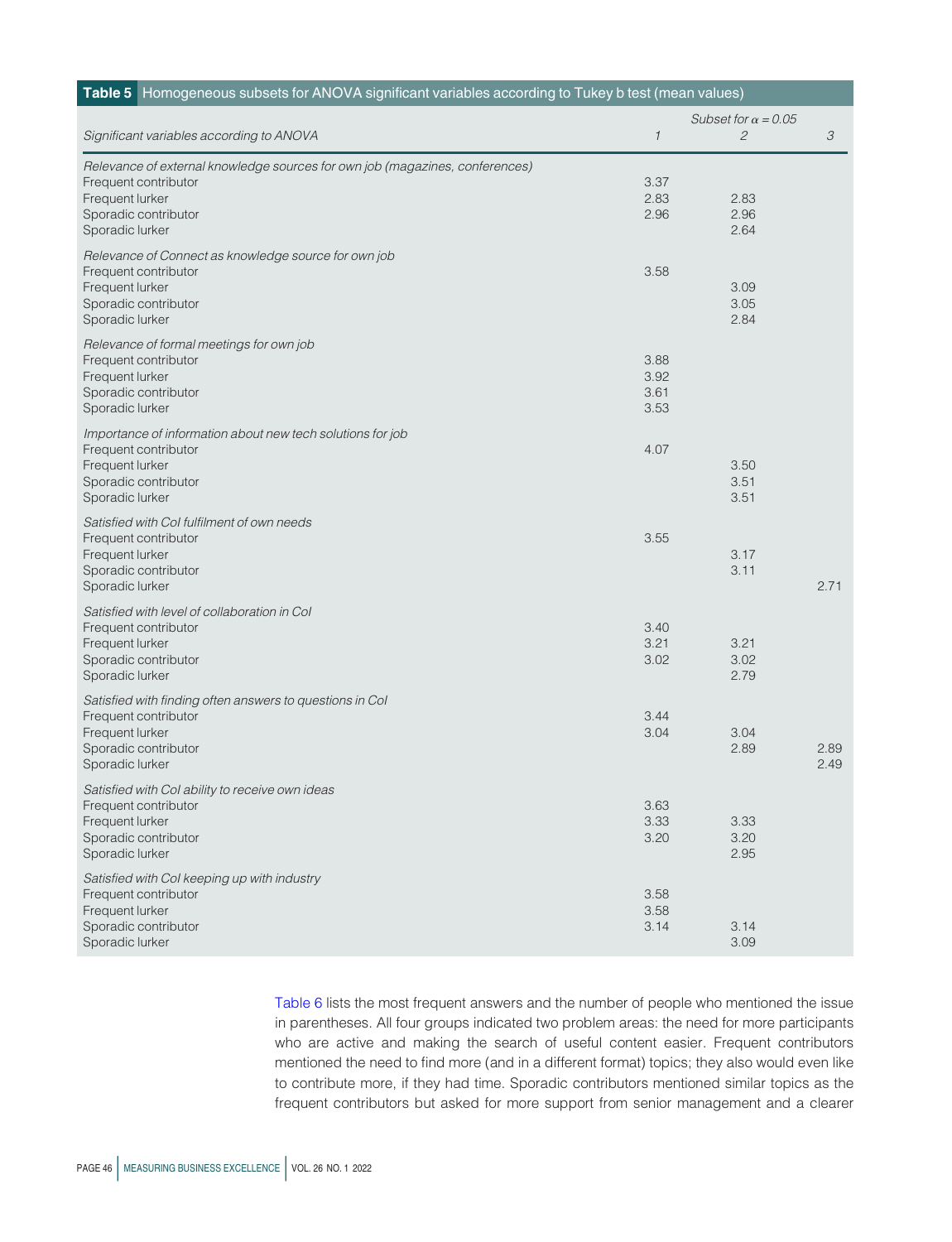**Table 5** Homogeneous subsets for ANOVA significant variables according to Tukey b test (mean values)

| Significant variables according to ANOVA | Subset for $\alpha = 0.05$ 1 | 2 | 3 |
|---|---|---|---|
| *Relevance of external knowledge sources for own job (magazines, conferences)* | | | |
| Frequent contributor | 3.37 | | |
| Frequent lurker | 2.83 | 2.83 | |
| Sporadic contributor | 2.96 | 2.96 | |
| Sporadic lurker | | 2.64 | |
| *Relevance of Connect as knowledge source for own job* | | | |
| Frequent contributor | 3.58 | | |
| Frequent lurker | | 3.09 | |
| Sporadic contributor | | 3.05 | |
| Sporadic lurker | | 2.84 | |
| *Relevance of formal meetings for own job* | | | |
| Frequent contributor | 3.88 | | |
| Frequent lurker | 3.92 | | |
| Sporadic contributor | 3.61 | | |
| Sporadic lurker | 3.53 | | |
| *Importance of information about new tech solutions for job* | | | |
| Frequent contributor | 4.07 | | |
| Frequent lurker | | 3.50 | |
| Sporadic contributor | | 3.51 | |
| Sporadic lurker | | 3.51 | |
| *Satisfied with CoI fulfilment of own needs* | | | |
| Frequent contributor | 3.55 | | |
| Frequent lurker | | 3.17 | |
| Sporadic contributor | | 3.11 | |
| Sporadic lurker | | | 2.71 |
| *Satisfied with level of collaboration in CoI* | | | |
| Frequent contributor | 3.40 | | |
| Frequent lurker | 3.21 | 3.21 | |
| Sporadic contributor | 3.02 | 3.02 | |
| Sporadic lurker | | 2.79 | |
| *Satisfied with finding often answers to questions in CoI* | | | |
| Frequent contributor | 3.44 | | |
| Frequent lurker | 3.04 | 3.04 | |
| Sporadic contributor | | 2.89 | 2.89 |
| Sporadic lurker | | | 2.49 |
| *Satisfied with CoI ability to receive own ideas* | | | |
| Frequent contributor | 3.63 | | |
| Frequent lurker | 3.33 | 3.33 | |
| Sporadic contributor | 3.20 | 3.20 | |
| Sporadic lurker | | 2.95 | |
| *Satisfied with CoI keeping up with industry* | | | |
| Frequent contributor | 3.58 | | |
| Frequent lurker | 3.58 | | |
| Sporadic contributor | 3.14 | 3.14 | |
| Sporadic lurker | | 3.09 | |

Table 6 lists the most frequent answers and the number of people who mentioned the issue in parentheses. All four groups indicated two problem areas: the need for more participants who are active and making the search of useful content easier. Frequent contributors mentioned the need to find more (and in a different format) topics; they also would even like to contribute more, if they had time. Sporadic contributors mentioned similar topics as the frequent contributors but asked for more support from senior management and a clearer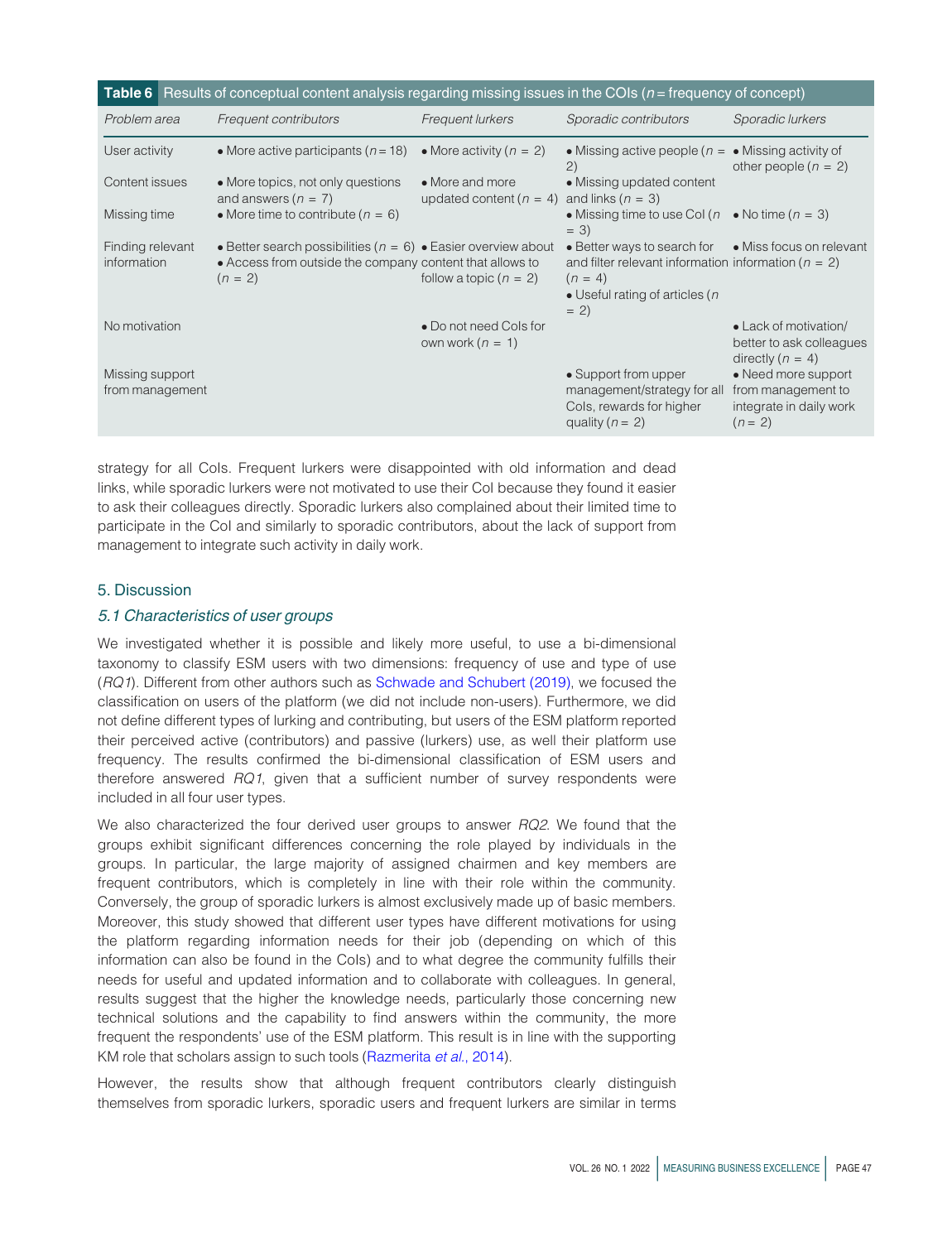**Table 6** Results of conceptual content analysis regarding missing issues in the COIs ($n$ = frequency of concept)

| Problem area | Frequent contributors | Frequent lurkers | Sporadic contributors | Sporadic lurkers |
|---|---|---|---|---|
| User activity | • More active participants ($n$ = 18) | • More activity ($n$ = 2) | • Missing active people ($n$ = 2) | • Missing activity of other people ($n$ = 2) |
| Content issues | • More topics, not only questions and answers ($n$ = 7) | • More and more updated content ($n$ = 4) | • Missing updated content and links ($n$ = 3) | |
| Missing time | • More time to contribute ($n$ = 6) | | • Missing time to use CoI ($n$ = 3) | • No time ($n$ = 3) |
| Finding relevant information | • Better search possibilities ($n$ = 6) • Access from outside the company ($n$ = 2) | • Easier overview about content that allows to follow a topic ($n$ = 2) | • Better ways to search for and filter relevant information ($n$ = 4) • Useful rating of articles ($n$ = 2) | • Miss focus on relevant information ($n$ = 2) |
| No motivation | | • Do not need CoIs for own work ($n$ = 1) | | • Lack of motivation/ better to ask colleagues directly ($n$ = 4) |
| Missing support from management | | | • Support from upper management/strategy for all CoIs, rewards for higher quality ($n$ = 2) | • Need more support from management to integrate in daily work ($n$ = 2) |

strategy for all CoIs. Frequent lurkers were disappointed with old information and dead links, while sporadic lurkers were not motivated to use their CoI because they found it easier to ask their colleagues directly. Sporadic lurkers also complained about their limited time to participate in the CoI and similarly to sporadic contributors, about the lack of support from management to integrate such activity in daily work.

## 5. Discussion

### *5.1 Characteristics of user groups*

We investigated whether it is possible and likely more useful, to use a bi-dimensional taxonomy to classify ESM users with two dimensions: frequency of use and type of use (*RQ1*). Different from other authors such as Schwade and Schubert (2019), we focused the classification on users of the platform (we did not include non-users). Furthermore, we did not define different types of lurking and contributing, but users of the ESM platform reported their perceived active (contributors) and passive (lurkers) use, as well their platform use frequency. The results confirmed the bi-dimensional classification of ESM users and therefore answered *RQ1*, given that a sufficient number of survey respondents were included in all four user types.

We also characterized the four derived user groups to answer *RQ2*. We found that the groups exhibit significant differences concerning the role played by individuals in the groups. In particular, the large majority of assigned chairmen and key members are frequent contributors, which is completely in line with their role within the community. Conversely, the group of sporadic lurkers is almost exclusively made up of basic members. Moreover, this study showed that different user types have different motivations for using the platform regarding information needs for their job (depending on which of this information can also be found in the CoIs) and to what degree the community fulfills their needs for useful and updated information and to collaborate with colleagues. In general, results suggest that the higher the knowledge needs, particularly those concerning new technical solutions and the capability to find answers within the community, the more frequent the respondents' use of the ESM platform. This result is in line with the supporting KM role that scholars assign to such tools (Razmerita *et al.*, 2014).

However, the results show that although frequent contributors clearly distinguish themselves from sporadic lurkers, sporadic users and frequent lurkers are similar in terms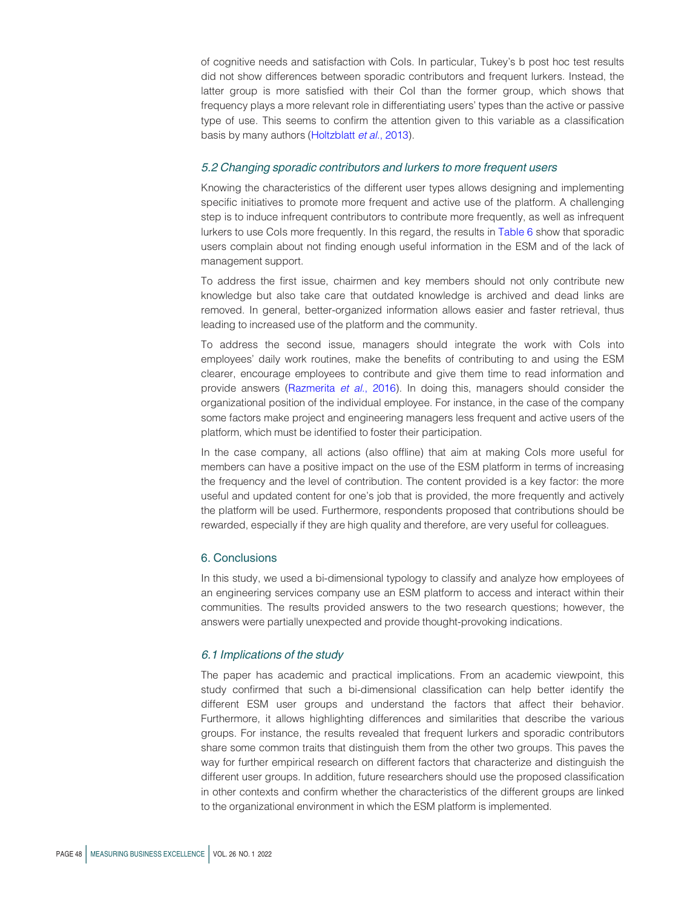of cognitive needs and satisfaction with CoIs. In particular, Tukey's b post hoc test results did not show differences between sporadic contributors and frequent lurkers. Instead, the latter group is more satisfied with their CoI than the former group, which shows that frequency plays a more relevant role in differentiating users' types than the active or passive type of use. This seems to confirm the attention given to this variable as a classification basis by many authors (Holtzblatt *et al.*, 2013).

### *5.2 Changing sporadic contributors and lurkers to more frequent users*

Knowing the characteristics of the different user types allows designing and implementing specific initiatives to promote more frequent and active use of the platform. A challenging step is to induce infrequent contributors to contribute more frequently, as well as infrequent lurkers to use CoIs more frequently. In this regard, the results in Table 6 show that sporadic users complain about not finding enough useful information in the ESM and of the lack of management support.

To address the first issue, chairmen and key members should not only contribute new knowledge but also take care that outdated knowledge is archived and dead links are removed. In general, better-organized information allows easier and faster retrieval, thus leading to increased use of the platform and the community.

To address the second issue, managers should integrate the work with CoIs into employees' daily work routines, make the benefits of contributing to and using the ESM clearer, encourage employees to contribute and give them time to read information and provide answers (Razmerita *et al.*, 2016). In doing this, managers should consider the organizational position of the individual employee. For instance, in the case of the company some factors make project and engineering managers less frequent and active users of the platform, which must be identified to foster their participation.

In the case company, all actions (also offline) that aim at making CoIs more useful for members can have a positive impact on the use of the ESM platform in terms of increasing the frequency and the level of contribution. The content provided is a key factor: the more useful and updated content for one's job that is provided, the more frequently and actively the platform will be used. Furthermore, respondents proposed that contributions should be rewarded, especially if they are high quality and therefore, are very useful for colleagues.

## 6. Conclusions

In this study, we used a bi-dimensional typology to classify and analyze how employees of an engineering services company use an ESM platform to access and interact within their communities. The results provided answers to the two research questions; however, the answers were partially unexpected and provide thought-provoking indications.

### *6.1 Implications of the study*

The paper has academic and practical implications. From an academic viewpoint, this study confirmed that such a bi-dimensional classification can help better identify the different ESM user groups and understand the factors that affect their behavior. Furthermore, it allows highlighting differences and similarities that describe the various groups. For instance, the results revealed that frequent lurkers and sporadic contributors share some common traits that distinguish them from the other two groups. This paves the way for further empirical research on different factors that characterize and distinguish the different user groups. In addition, future researchers should use the proposed classification in other contexts and confirm whether the characteristics of the different groups are linked to the organizational environment in which the ESM platform is implemented.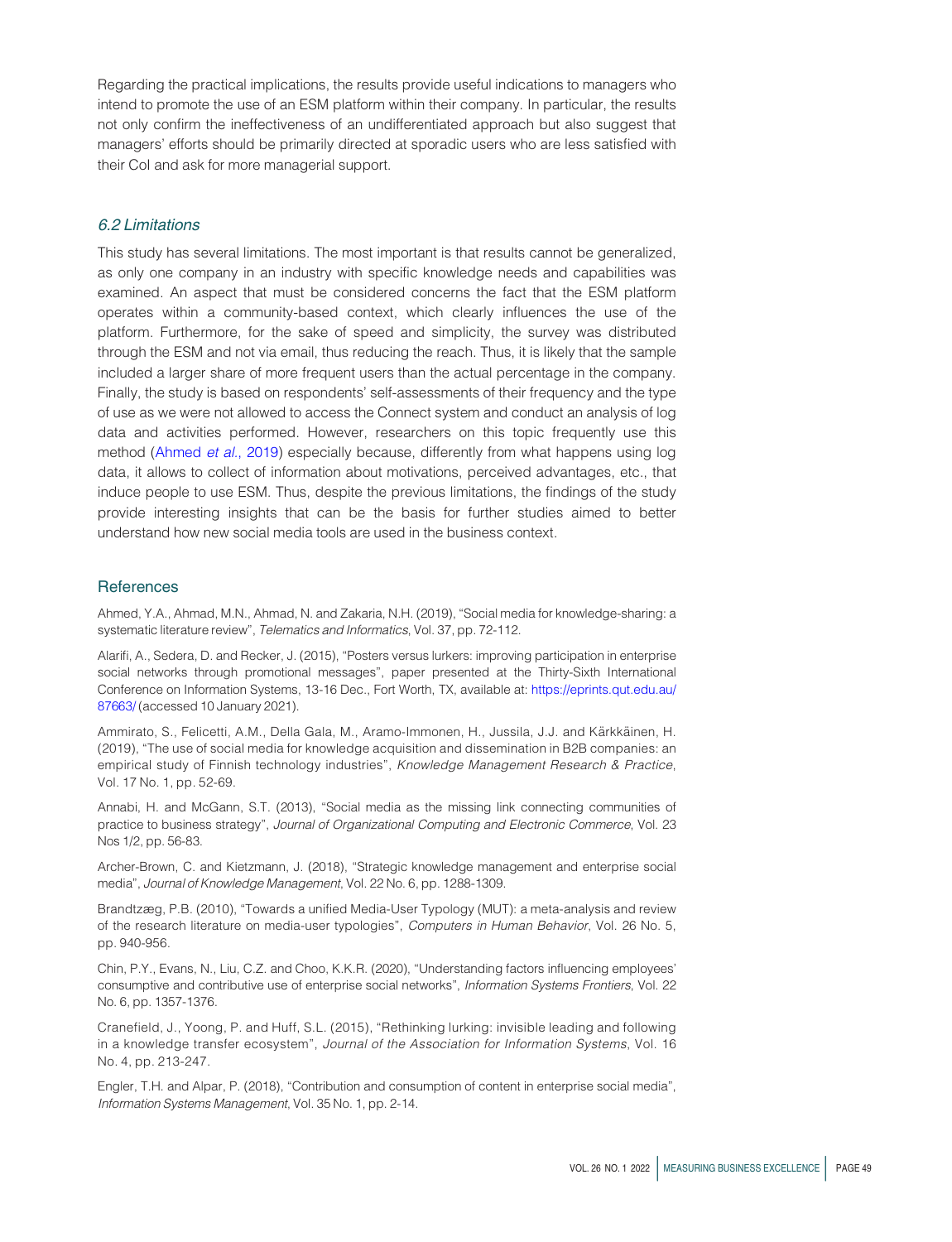Regarding the practical implications, the results provide useful indications to managers who intend to promote the use of an ESM platform within their company. In particular, the results not only confirm the ineffectiveness of an undifferentiated approach but also suggest that managers' efforts should be primarily directed at sporadic users who are less satisfied with their CoI and ask for more managerial support.

### *6.2 Limitations*

This study has several limitations. The most important is that results cannot be generalized, as only one company in an industry with specific knowledge needs and capabilities was examined. An aspect that must be considered concerns the fact that the ESM platform operates within a community-based context, which clearly influences the use of the platform. Furthermore, for the sake of speed and simplicity, the survey was distributed through the ESM and not via email, thus reducing the reach. Thus, it is likely that the sample included a larger share of more frequent users than the actual percentage in the company. Finally, the study is based on respondents' self-assessments of their frequency and the type of use as we were not allowed to access the Connect system and conduct an analysis of log data and activities performed. However, researchers on this topic frequently use this method (Ahmed *et al.*, 2019) especially because, differently from what happens using log data, it allows to collect of information about motivations, perceived advantages, etc., that induce people to use ESM. Thus, despite the previous limitations, the findings of the study provide interesting insights that can be the basis for further studies aimed to better understand how new social media tools are used in the business context.

## References

Ahmed, Y.A., Ahmad, M.N., Ahmad, N. and Zakaria, N.H. (2019), "Social media for knowledge-sharing: a systematic literature review", *Telematics and Informatics*, Vol. 37, pp. 72-112.

Alarifi, A., Sedera, D. and Recker, J. (2015), "Posters versus lurkers: improving participation in enterprise social networks through promotional messages", paper presented at the Thirty-Sixth International Conference on Information Systems, 13-16 Dec., Fort Worth, TX, available at: https://eprints.qut.edu.au/87663/ (accessed 10 January 2021).

Ammirato, S., Felicetti, A.M., Della Gala, M., Aramo-Immonen, H., Jussila, J.J. and Kärkkäinen, H. (2019), "The use of social media for knowledge acquisition and dissemination in B2B companies: an empirical study of Finnish technology industries", *Knowledge Management Research & Practice*, Vol. 17 No. 1, pp. 52-69.

Annabi, H. and McGann, S.T. (2013), "Social media as the missing link connecting communities of practice to business strategy", *Journal of Organizational Computing and Electronic Commerce*, Vol. 23 Nos 1/2, pp. 56-83.

Archer-Brown, C. and Kietzmann, J. (2018), "Strategic knowledge management and enterprise social media", *Journal of Knowledge Management*, Vol. 22 No. 6, pp. 1288-1309.

Brandtzæg, P.B. (2010), "Towards a unified Media-User Typology (MUT): a meta-analysis and review of the research literature on media-user typologies", *Computers in Human Behavior*, Vol. 26 No. 5, pp. 940-956.

Chin, P.Y., Evans, N., Liu, C.Z. and Choo, K.K.R. (2020), "Understanding factors influencing employees' consumptive and contributive use of enterprise social networks", *Information Systems Frontiers*, Vol. 22 No. 6, pp. 1357-1376.

Cranefield, J., Yoong, P. and Huff, S.L. (2015), "Rethinking lurking: invisible leading and following in a knowledge transfer ecosystem", *Journal of the Association for Information Systems*, Vol. 16 No. 4, pp. 213-247.

Engler, T.H. and Alpar, P. (2018), "Contribution and consumption of content in enterprise social media", *Information Systems Management*, Vol. 35 No. 1, pp. 2-14.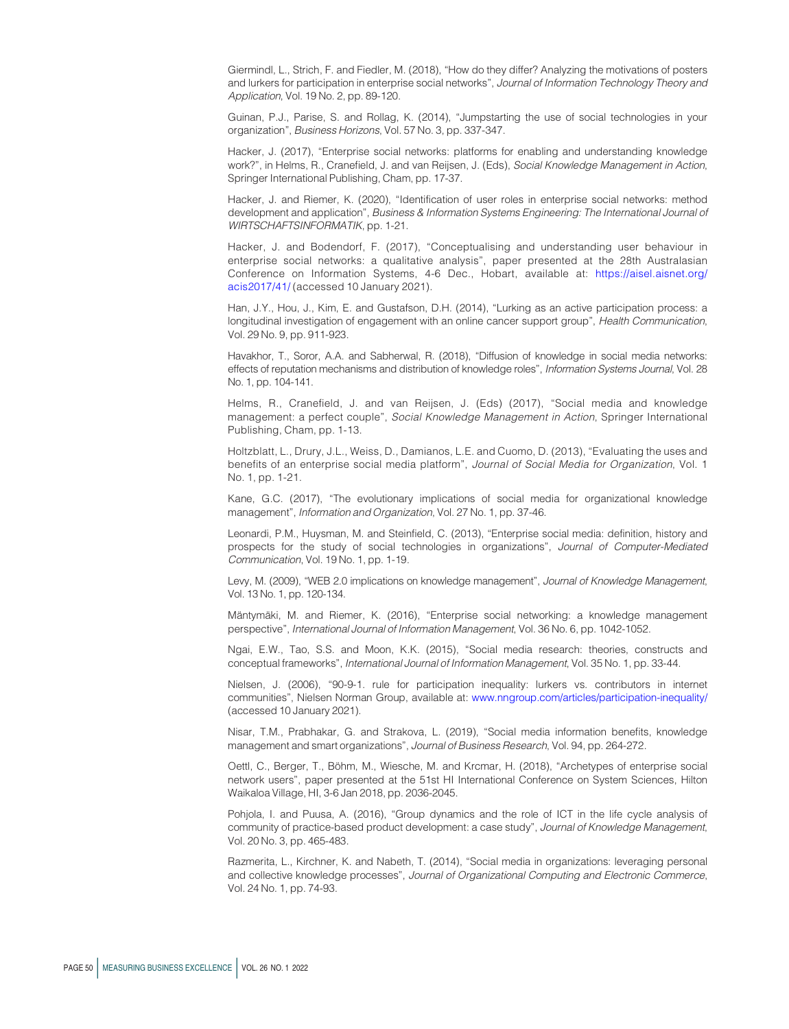Giermindl, L., Strich, F. and Fiedler, M. (2018), "How do they differ? Analyzing the motivations of posters and lurkers for participation in enterprise social networks", *Journal of Information Technology Theory and Application*, Vol. 19 No. 2, pp. 89-120.

Guinan, P.J., Parise, S. and Rollag, K. (2014), "Jumpstarting the use of social technologies in your organization", *Business Horizons*, Vol. 57 No. 3, pp. 337-347.

Hacker, J. (2017), "Enterprise social networks: platforms for enabling and understanding knowledge work?", in Helms, R., Cranefield, J. and van Reijsen, J. (Eds), *Social Knowledge Management in Action*, Springer International Publishing, Cham, pp. 17-37.

Hacker, J. and Riemer, K. (2020), "Identification of user roles in enterprise social networks: method development and application", *Business & Information Systems Engineering: The International Journal of WIRTSCHAFTSINFORMATIK*, pp. 1-21.

Hacker, J. and Bodendorf, F. (2017), "Conceptualising and understanding user behaviour in enterprise social networks: a qualitative analysis", paper presented at the 28th Australasian Conference on Information Systems, 4-6 Dec., Hobart, available at: https://aisel.aisnet.org/acis2017/41/ (accessed 10 January 2021).

Han, J.Y., Hou, J., Kim, E. and Gustafson, D.H. (2014), "Lurking as an active participation process: a longitudinal investigation of engagement with an online cancer support group", *Health Communication*, Vol. 29 No. 9, pp. 911-923.

Havakhor, T., Soror, A.A. and Sabherwal, R. (2018), "Diffusion of knowledge in social media networks: effects of reputation mechanisms and distribution of knowledge roles", *Information Systems Journal*, Vol. 28 No. 1, pp. 104-141.

Helms, R., Cranefield, J. and van Reijsen, J. (Eds) (2017), "Social media and knowledge management: a perfect couple", *Social Knowledge Management in Action*, Springer International Publishing, Cham, pp. 1-13.

Holtzblatt, L., Drury, J.L., Weiss, D., Damianos, L.E. and Cuomo, D. (2013), "Evaluating the uses and benefits of an enterprise social media platform", *Journal of Social Media for Organization*, Vol. 1 No. 1, pp. 1-21.

Kane, G.C. (2017), "The evolutionary implications of social media for organizational knowledge management", *Information and Organization*, Vol. 27 No. 1, pp. 37-46.

Leonardi, P.M., Huysman, M. and Steinfield, C. (2013), "Enterprise social media: definition, history and prospects for the study of social technologies in organizations", *Journal of Computer-Mediated Communication*, Vol. 19 No. 1, pp. 1-19.

Levy, M. (2009), "WEB 2.0 implications on knowledge management", *Journal of Knowledge Management*, Vol. 13 No. 1, pp. 120-134.

Mäntymäki, M. and Riemer, K. (2016), "Enterprise social networking: a knowledge management perspective", *International Journal of Information Management*, Vol. 36 No. 6, pp. 1042-1052.

Ngai, E.W., Tao, S.S. and Moon, K.K. (2015), "Social media research: theories, constructs and conceptual frameworks", *International Journal of Information Management*, Vol. 35 No. 1, pp. 33-44.

Nielsen, J. (2006), "90-9-1. rule for participation inequality: lurkers vs. contributors in internet communities", Nielsen Norman Group, available at: www.nngroup.com/articles/participation-inequality/ (accessed 10 January 2021).

Nisar, T.M., Prabhakar, G. and Strakova, L. (2019), "Social media information benefits, knowledge management and smart organizations", *Journal of Business Research*, Vol. 94, pp. 264-272.

Oettl, C., Berger, T., Böhm, M., Wiesche, M. and Krcmar, H. (2018), "Archetypes of enterprise social network users", paper presented at the 51st HI International Conference on System Sciences, Hilton Waikaloa Village, HI, 3-6 Jan 2018, pp. 2036-2045.

Pohjola, I. and Puusa, A. (2016), "Group dynamics and the role of ICT in the life cycle analysis of community of practice-based product development: a case study", *Journal of Knowledge Management*, Vol. 20 No. 3, pp. 465-483.

Razmerita, L., Kirchner, K. and Nabeth, T. (2014), "Social media in organizations: leveraging personal and collective knowledge processes", *Journal of Organizational Computing and Electronic Commerce*, Vol. 24 No. 1, pp. 74-93.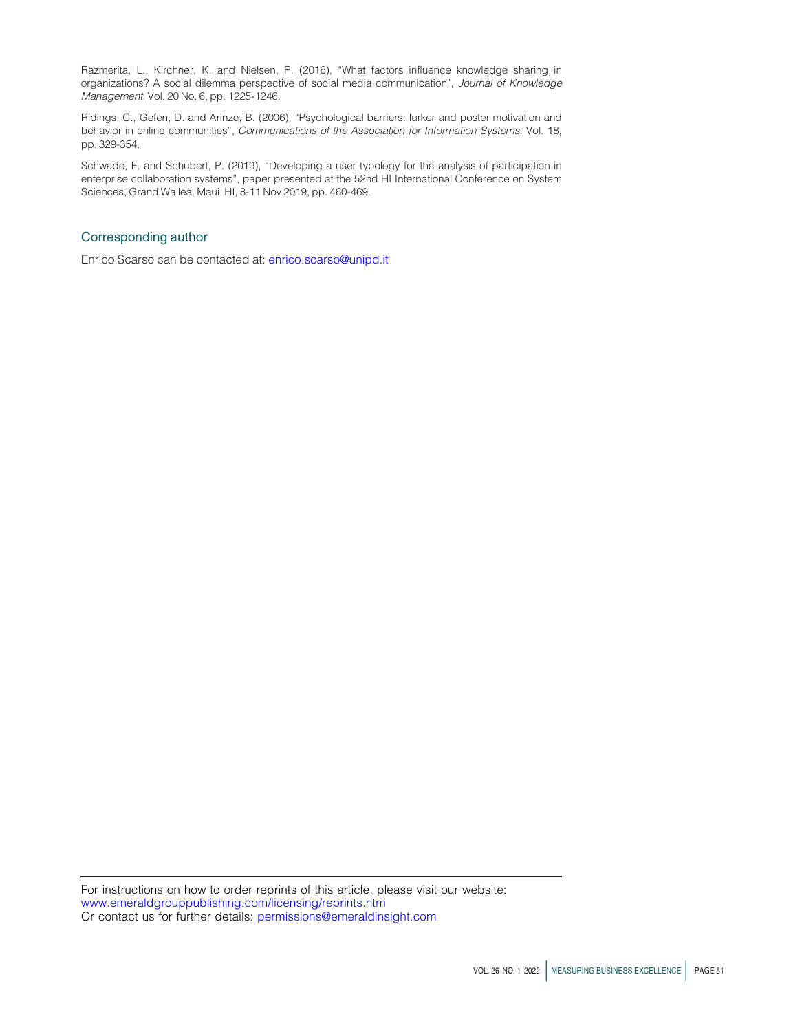Razmerita, L., Kirchner, K. and Nielsen, P. (2016), "What factors influence knowledge sharing in organizations? A social dilemma perspective of social media communication", *Journal of Knowledge Management*, Vol. 20 No. 6, pp. 1225-1246.

Ridings, C., Gefen, D. and Arinze, B. (2006), "Psychological barriers: lurker and poster motivation and behavior in online communities", *Communications of the Association for Information Systems*, Vol. 18, pp. 329-354.

Schwade, F. and Schubert, P. (2019), "Developing a user typology for the analysis of participation in enterprise collaboration systems", paper presented at the 52nd HI International Conference on System Sciences, Grand Wailea, Maui, HI, 8-11 Nov 2019, pp. 460-469.

## Corresponding author

Enrico Scarso can be contacted at: enrico.scarso@unipd.it

For instructions on how to order reprints of this article, please visit our website:
www.emeraldgrouppublishing.com/licensing/reprints.htm
Or contact us for further details: permissions@emeraldinsight.com